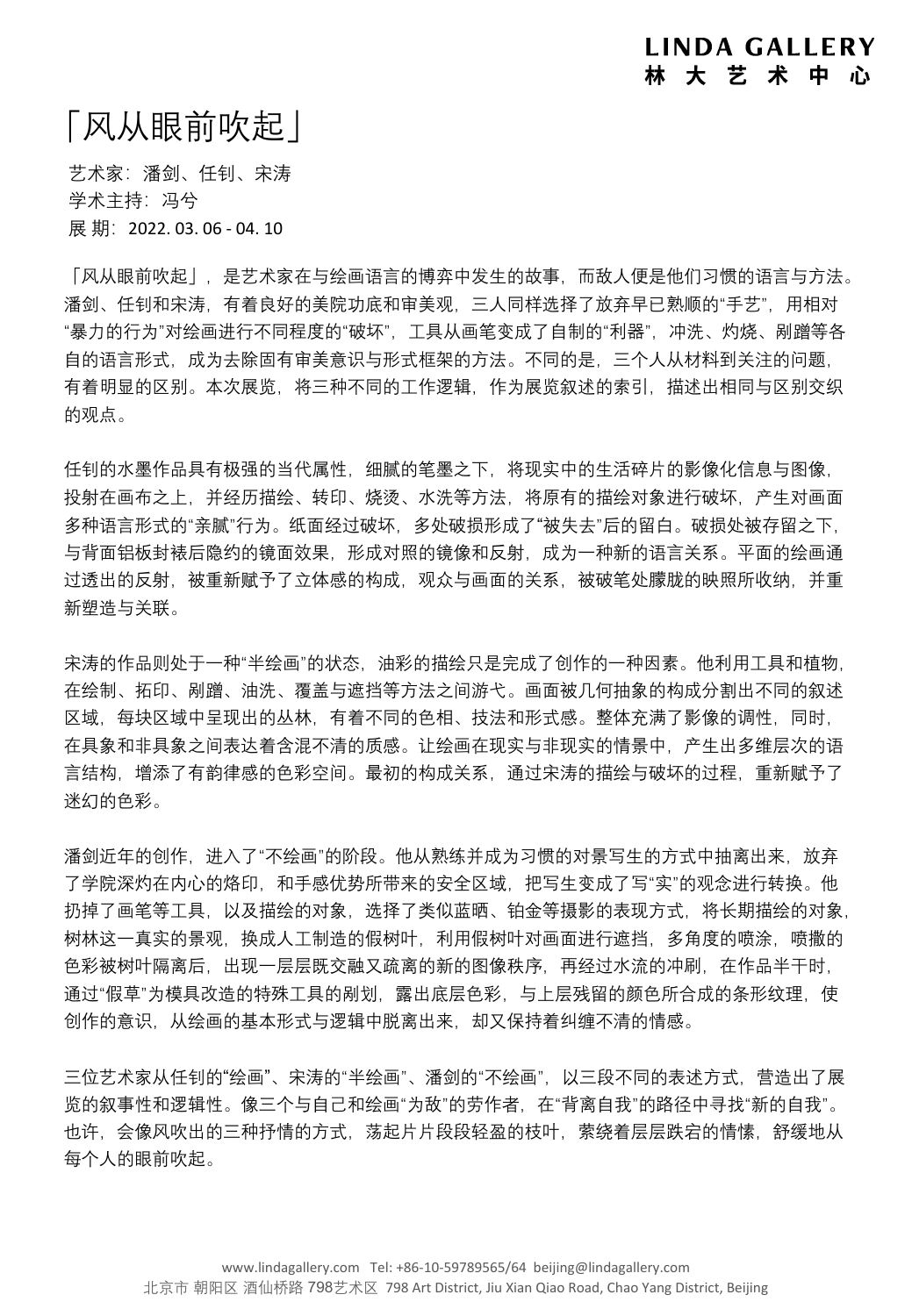# 「风从眼前吹起」

艺术家：潘剑、任钊、宋涛
学术主持：冯兮
展 期：2022. 03. 06 - 04. 10

「风从眼前吹起」，是艺术家在与绘画语言的博弈中发生的故事，而敌人便是他们习惯的语言与方法。潘剑、任钊和宋涛，有着良好的美院功底和审美观，三人同样选择了放弃早已熟顺的"手艺"，用相对"暴力的行为"对绘画进行不同程度的"破坏"，工具从画笔变成了自制的"利器"，冲洗、灼烧、剐蹭等各自的语言形式，成为去除固有审美意识与形式框架的方法。不同的是，三个人从材料到关注的问题，有着明显的区别。本次展览，将三种不同的工作逻辑，作为展览叙述的索引，描述出相同与区别交织的观点。

任钊的水墨作品具有极强的当代属性，细腻的笔墨之下，将现实中的生活碎片的影像化信息与图像，投射在画布之上，并经历描绘、转印、烧烫、水洗等方法，将原有的描绘对象进行破坏，产生对画面多种语言形式的"亲腻"行为。纸面经过破坏，多处破损形成了"被失去"后的留白。破损处被存留之下，与背面铝板封裱后隐约的镜面效果，形成对照的镜像和反射，成为一种新的语言关系。平面的绘画通过透出的反射，被重新赋予了立体感的构成，观众与画面的关系，被破笔处朦胧的映照所收纳，并重新塑造与关联。

宋涛的作品则处于一种"半绘画"的状态，油彩的描绘只是完成了创作的一种因素。他利用工具和植物，在绘制、拓印、剐蹭、油洗、覆盖与遮挡等方法之间游弋。画面被几何抽象的构成分割出不同的叙述区域，每块区域中呈现出的丛林，有着不同的色相、技法和形式感。整体充满了影像的调性，同时，在具象和非具象之间表达着含混不清的质感。让绘画在现实与非现实的情景中，产生出多维层次的语言结构，增添了有韵律感的色彩空间。最初的构成关系，通过宋涛的描绘与破坏的过程，重新赋予了迷幻的色彩。

潘剑近年的创作，进入了"不绘画"的阶段。他从熟练并成为习惯的对景写生的方式中抽离出来，放弃了学院深灼在内心的烙印，和手感优势所带来的安全区域，把写生变成了写"实"的观念进行转换。他扔掉了画笔等工具，以及描绘的对象，选择了类似蓝晒、铂金等摄影的表现方式，将长期描绘的对象，树林这一真实的景观，换成人工制造的假树叶，利用假树叶对画面进行遮挡，多角度的喷涂，喷撒的色彩被树叶隔离后，出现一层层既交融又疏离的新的图像秩序，再经过水流的冲刷，在作品半干时，通过"假草"为模具改造的特殊工具的剐划，露出底层色彩，与上层残留的颜色所合成的条形纹理，使创作的意识，从绘画的基本形式与逻辑中脱离出来，却又保持着纠缠不清的情感。

三位艺术家从任钊的"绘画"、宋涛的"半绘画"、潘剑的"不绘画"，以三段不同的表述方式，营造出了展览的叙事性和逻辑性。像三个与自己和绘画"为敌"的劳作者，在"背离自我"的路径中寻找"新的自我"。也许，会像风吹出的三种抒情的方式，荡起片片段段轻盈的枝叶，萦绕着层层跌宕的情愫，舒缓地从每个人的眼前吹起。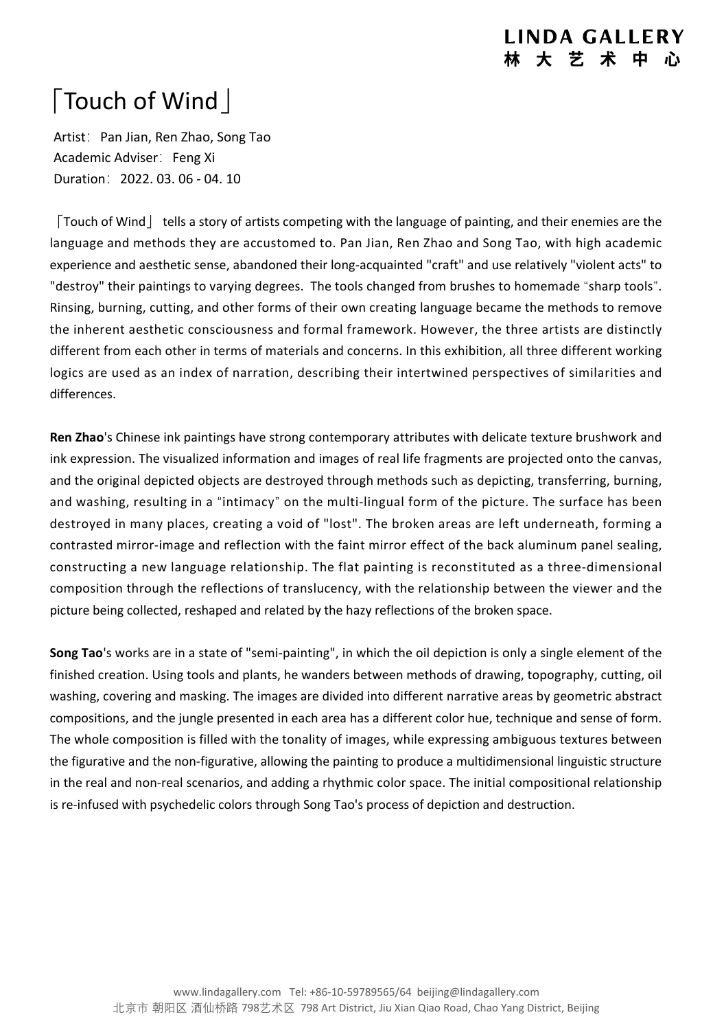# 「Touch of Wind」

Artist：Pan Jian, Ren Zhao, Song Tao
Academic Adviser：Feng Xi
Duration：2022. 03. 06 - 04. 10

「Touch of Wind」 tells a story of artists competing with the language of painting, and their enemies are the language and methods they are accustomed to. Pan Jian, Ren Zhao and Song Tao, with high academic experience and aesthetic sense, abandoned their long-acquainted "craft" and use relatively "violent acts" to "destroy" their paintings to varying degrees. The tools changed from brushes to homemade "sharp tools". Rinsing, burning, cutting, and other forms of their own creating language became the methods to remove the inherent aesthetic consciousness and formal framework. However, the three artists are distinctly different from each other in terms of materials and concerns. In this exhibition, all three different working logics are used as an index of narration, describing their intertwined perspectives of similarities and differences.

**Ren Zhao**'s Chinese ink paintings have strong contemporary attributes with delicate texture brushwork and ink expression. The visualized information and images of real life fragments are projected onto the canvas, and the original depicted objects are destroyed through methods such as depicting, transferring, burning, and washing, resulting in a "intimacy" on the multi-lingual form of the picture. The surface has been destroyed in many places, creating a void of "lost". The broken areas are left underneath, forming a contrasted mirror-image and reflection with the faint mirror effect of the back aluminum panel sealing, constructing a new language relationship. The flat painting is reconstituted as a three-dimensional composition through the reflections of translucency, with the relationship between the viewer and the picture being collected, reshaped and related by the hazy reflections of the broken space.

**Song Tao**'s works are in a state of "semi-painting", in which the oil depiction is only a single element of the finished creation. Using tools and plants, he wanders between methods of drawing, topography, cutting, oil washing, covering and masking. The images are divided into different narrative areas by geometric abstract compositions, and the jungle presented in each area has a different color hue, technique and sense of form. The whole composition is filled with the tonality of images, while expressing ambiguous textures between the figurative and the non-figurative, allowing the painting to produce a multidimensional linguistic structure in the real and non-real scenarios, and adding a rhythmic color space. The initial compositional relationship is re-infused with psychedelic colors through Song Tao's process of depiction and destruction.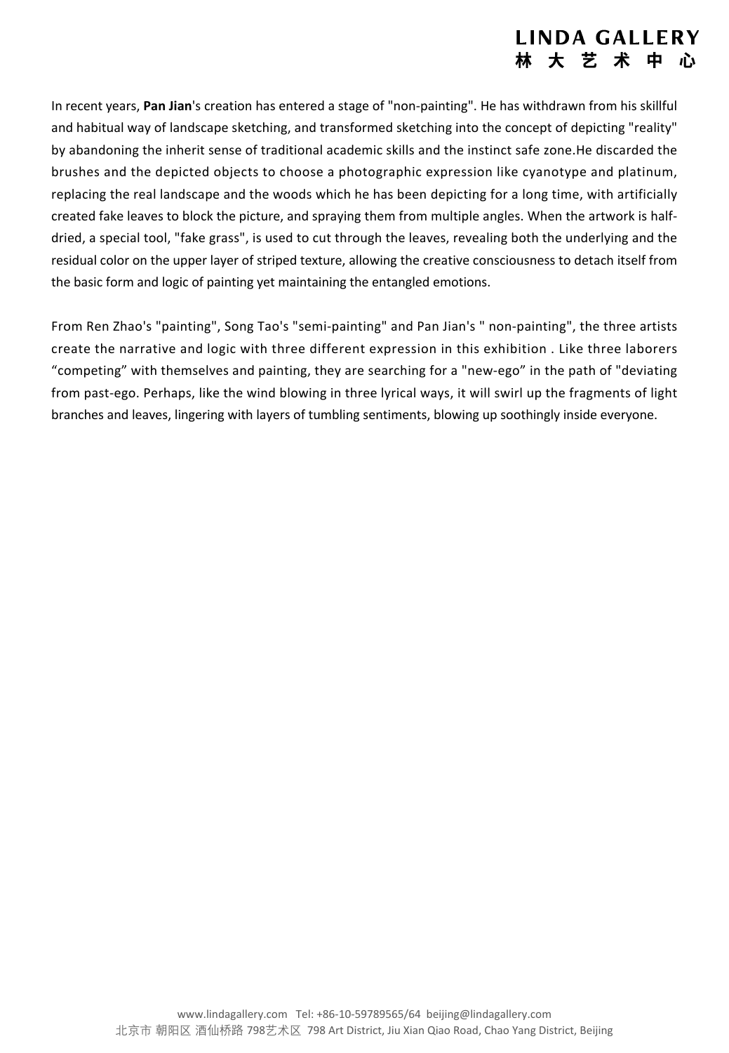In recent years, **Pan Jian**'s creation has entered a stage of "non-painting". He has withdrawn from his skillful and habitual way of landscape sketching, and transformed sketching into the concept of depicting "reality" by abandoning the inherit sense of traditional academic skills and the instinct safe zone.He discarded the brushes and the depicted objects to choose a photographic expression like cyanotype and platinum, replacing the real landscape and the woods which he has been depicting for a long time, with artificially created fake leaves to block the picture, and spraying them from multiple angles. When the artwork is half-dried, a special tool, "fake grass", is used to cut through the leaves, revealing both the underlying and the residual color on the upper layer of striped texture, allowing the creative consciousness to detach itself from the basic form and logic of painting yet maintaining the entangled emotions.

From Ren Zhao's "painting", Song Tao's "semi-painting" and Pan Jian's " non-painting", the three artists create the narrative and logic with three different expression in this exhibition . Like three laborers “competing” with themselves and painting, they are searching for a "new-ego” in the path of "deviating from past-ego. Perhaps, like the wind blowing in three lyrical ways, it will swirl up the fragments of light branches and leaves, lingering with layers of tumbling sentiments, blowing up soothingly inside everyone.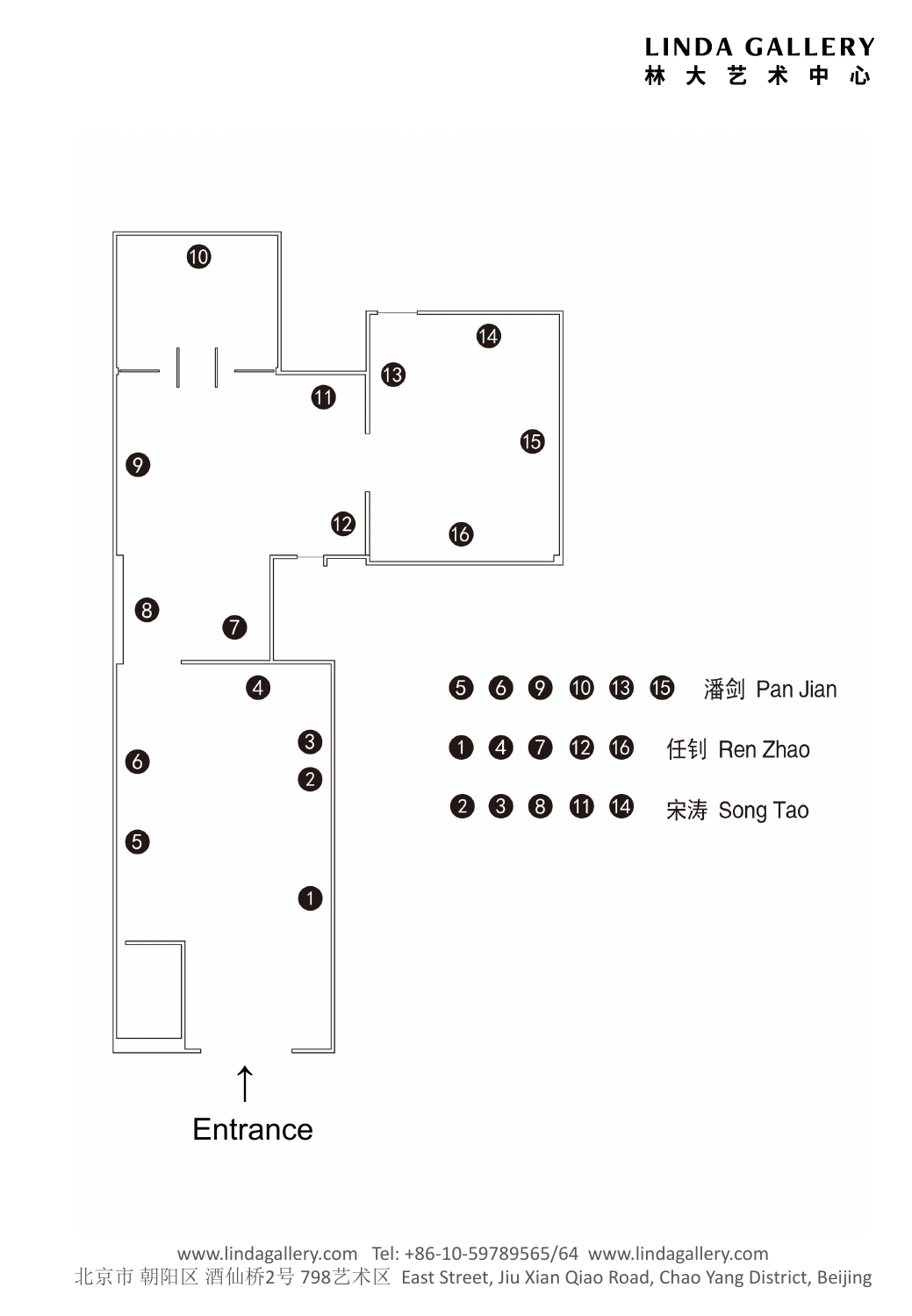LINDA GALLERY
林 大 艺 术 中 心

10

14

13

11

15

9

12

16

8

7

4

3

6

2

5

1

Entrance

5 6 9 10 13 15 潘剑 Pan Jian

1 4 7 12 16 任钊 Ren Zhao

2 3 8 11 14 宋涛 Song Tao

www.lindagallery.com Tel: +86-10-59789565/64 www.lindagallery.com
北京市 朝阳区 酒仙桥2号 798艺术区 East Street, Jiu Xian Qiao Road, Chao Yang District, Beijing